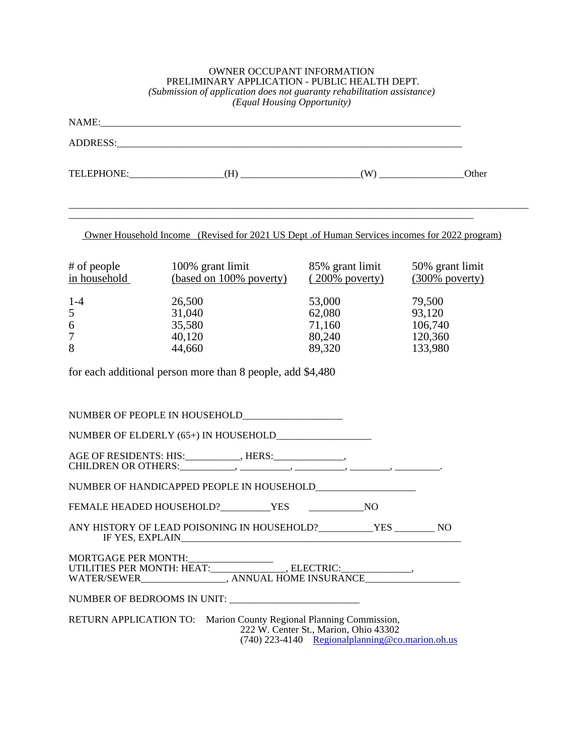OWNER OCCUPANT INFORMATION
PRELIMINARY APPLICATION - PUBLIC HEALTH DEPT.
*(Submission of application does not guaranty rehabilitation assistance)*
*(Equal Housing Opportunity)*

NAME:_______________________________________________________________________

ADDRESS:____________________________________________________________________

TELEPHONE:__________________(H) _______________________(W) ________________Other

_____________________________________________________________________________________
_____________________________________________________________________________

Owner Household Income (Revised for 2021 US Dept .of Human Services incomes for 2022 program)

| # of people in household | 100% grant limit (based on 100% poverty) | 85% grant limit ( 200% poverty) | 50% grant limit (300% poverty) |
|---|---|---|---|
| 1-4 | 26,500 | 53,000 | 79,500 |
| 5 | 31,040 | 62,080 | 93,120 |
| 6 | 35,580 | 71,160 | 106,740 |
| 7 | 40,120 | 80,240 | 120,360 |
| 8 | 44,660 | 89,320 | 133,980 |

for each additional person more than 8 people, add $4,480

NUMBER OF PEOPLE IN HOUSEHOLD___________________

NUMBER OF ELDERLY (65+) IN HOUSEHOLD__________________

AGE OF RESIDENTS: HIS:___________, HERS:______________,
CHILDREN OR OTHERS:___________, __________, __________, ________, _________.

NUMBER OF HANDICAPPED PEOPLE IN HOUSEHOLD___________________

FEMALE HEADED HOUSEHOLD?__________YES ___________NO

ANY HISTORY OF LEAD POISONING IN HOUSEHOLD?___________YES ________ NO
IF YES, EXPLAIN_________________________________________________________

MORTGAGE PER MONTH:________________
UTILITIES PER MONTH: HEAT:_______________, ELECTRIC:_____________,
WATER/SEWER________________, ANNUAL HOME INSURANCE__________________

NUMBER OF BEDROOMS IN UNIT: _________________________

RETURN APPLICATION TO: Marion County Regional Planning Commission,
222 W. Center St., Marion, Ohio 43302
(740) 223-4140 Regionalplanning@co.marion.oh.us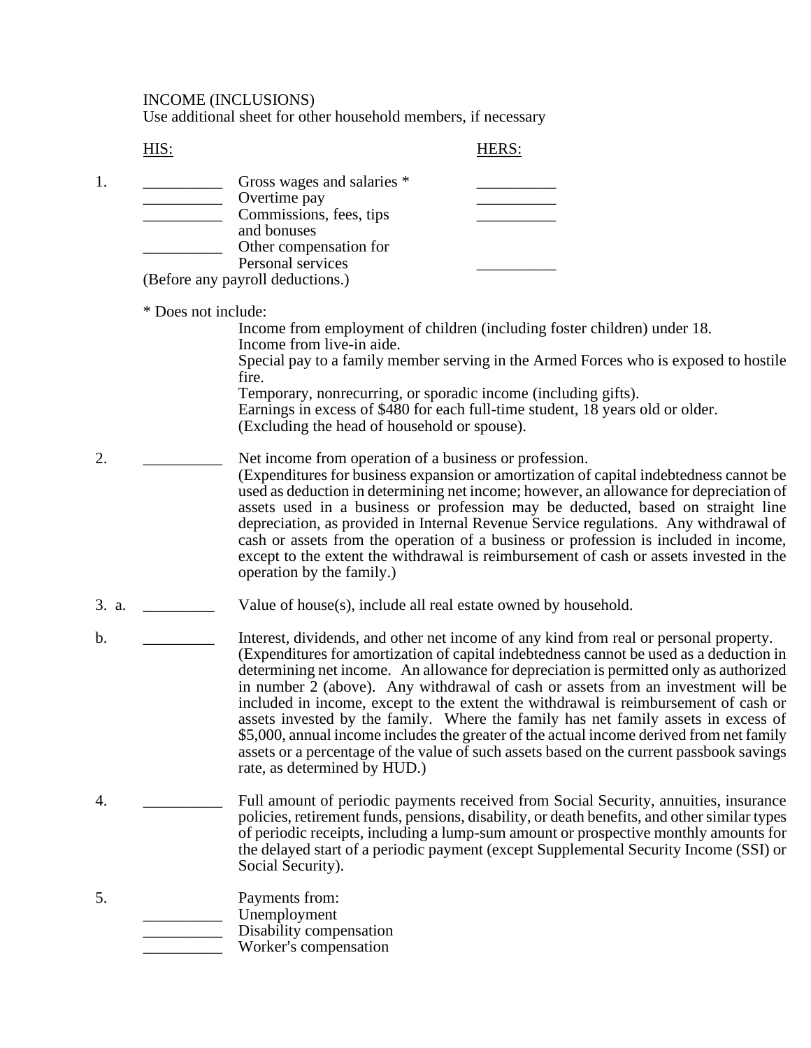INCOME (INCLUSIONS)
Use additional sheet for other household members, if necessary

| | HIS: | | HERS: |
|---|---|---|---|
| 1. | __________ | Gross wages and salaries * | __________ |
| | __________ | Overtime pay | __________ |
| | __________ | Commissions, fees, tips and bonuses | __________ |
| | __________ | Other compensation for Personal services | __________ |

(Before any payroll deductions.)

\* Does not include:

Income from employment of children (including foster children) under 18.
Income from live-in aide.
Special pay to a family member serving in the Armed Forces who is exposed to hostile fire.
Temporary, nonrecurring, or sporadic income (including gifts).
Earnings in excess of $480 for each full-time student, 18 years old or older. (Excluding the head of household or spouse).

2. __________ Net income from operation of a business or profession. (Expenditures for business expansion or amortization of capital indebtedness cannot be used as deduction in determining net income; however, an allowance for depreciation of assets used in a business or profession may be deducted, based on straight line depreciation, as provided in Internal Revenue Service regulations. Any withdrawal of cash or assets from the operation of a business or profession is included in income, except to the extent the withdrawal is reimbursement of cash or assets invested in the operation by the family.)

3. a. _________ Value of house(s), include all real estate owned by household.

b. _________ Interest, dividends, and other net income of any kind from real or personal property. (Expenditures for amortization of capital indebtedness cannot be used as a deduction in determining net income. An allowance for depreciation is permitted only as authorized in number 2 (above). Any withdrawal of cash or assets from an investment will be included in income, except to the extent the withdrawal is reimbursement of cash or assets invested by the family. Where the family has net family assets in excess of $5,000, annual income includes the greater of the actual income derived from net family assets or a percentage of the value of such assets based on the current passbook savings rate, as determined by HUD.)

4. __________ Full amount of periodic payments received from Social Security, annuities, insurance policies, retirement funds, pensions, disability, or death benefits, and other similar types of periodic receipts, including a lump-sum amount or prospective monthly amounts for the delayed start of a periodic payment (except Supplemental Security Income (SSI) or Social Security).

5. Payments from:
__________ Unemployment
__________ Disability compensation
__________ Worker's compensation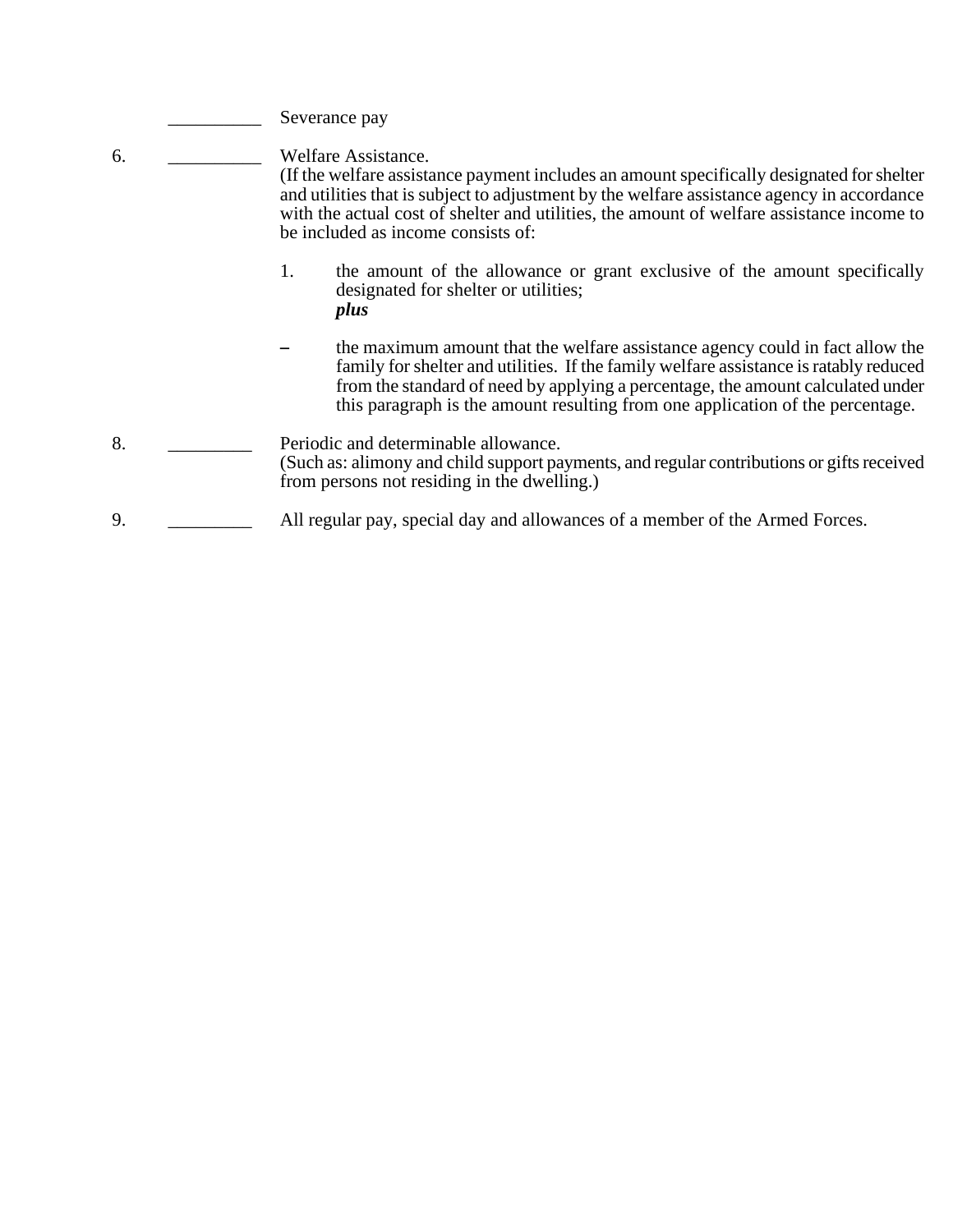__________ Severance pay

6. __________ Welfare Assistance.
(If the welfare assistance payment includes an amount specifically designated for shelter and utilities that is subject to adjustment by the welfare assistance agency in accordance with the actual cost of shelter and utilities, the amount of welfare assistance income to be included as income consists of:

1. the amount of the allowance or grant exclusive of the amount specifically designated for shelter or utilities;
***plus***

– the maximum amount that the welfare assistance agency could in fact allow the family for shelter and utilities. If the family welfare assistance is ratably reduced from the standard of need by applying a percentage, the amount calculated under this paragraph is the amount resulting from one application of the percentage.

8. _________ Periodic and determinable allowance.
(Such as: alimony and child support payments, and regular contributions or gifts received from persons not residing in the dwelling.)

9. _________ All regular pay, special day and allowances of a member of the Armed Forces.